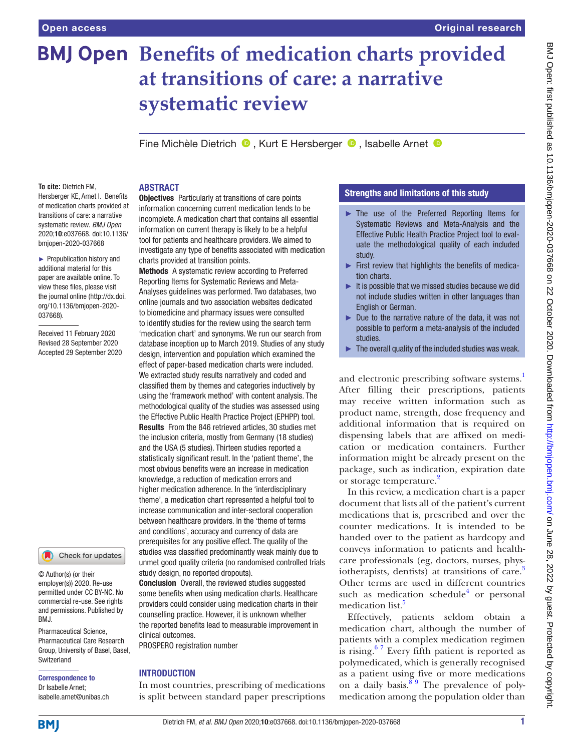# Benefits of medication charts provided at transitions of care: a narrative systematic review

Fine Michèle Dietrich, Kurt E Hersberger, Isabelle Arnet

**To cite:** Dietrich FM, Hersberger KE, Arnet I. Benefits of medication charts provided at transitions of care: a narrative systematic review. *BMJ Open* 2020;**10**:e037668. doi:10.1136/bmjopen-2020-037668

► Prepublication history and additional material for this paper are available online. To view these files, please visit the journal online (http://dx.doi.org/10.1136/bmjopen-2020-037668).

Received 11 February 2020
Revised 28 September 2020
Accepted 29 September 2020

© Author(s) (or their employer(s)) 2020. Re-use permitted under CC BY-NC. No commercial re-use. See rights and permissions. Published by BMJ.

Pharmaceutical Science, Pharmaceutical Care Research Group, University of Basel, Basel, Switzerland

**Correspondence to**
Dr Isabelle Arnet;
isabelle.arnet@unibas.ch

## ABSTRACT

**Objectives** Particularly at transitions of care points information concerning current medication tends to be incomplete. A medication chart that contains all essential information on current therapy is likely to be a helpful tool for patients and healthcare providers. We aimed to investigate any type of benefits associated with medication charts provided at transition points.

**Methods** A systematic review according to Preferred Reporting Items for Systematic Reviews and Meta-Analyses guidelines was performed. Two databases, two online journals and two association websites dedicated to biomedicine and pharmacy issues were consulted to identify studies for the review using the search term 'medication chart' and synonyms. We run our search from database inception up to March 2019. Studies of any study design, intervention and population which examined the effect of paper-based medication charts were included. We extracted study results narratively and coded and classified them by themes and categories inductively by using the 'framework method' with content analysis. The methodological quality of the studies was assessed using the Effective Public Health Practice Project (EPHPP) tool.

**Results** From the 846 retrieved articles, 30 studies met the inclusion criteria, mostly from Germany (18 studies) and the USA (5 studies). Thirteen studies reported a statistically significant result. In the 'patient theme', the most obvious benefits were an increase in medication knowledge, a reduction of medication errors and higher medication adherence. In the 'interdisciplinary theme', a medication chart represented a helpful tool to increase communication and inter-sectoral cooperation between healthcare providers. In the 'theme of terms and conditions', accuracy and currency of data are prerequisites for any positive effect. The quality of the studies was classified predominantly weak mainly due to unmet good quality criteria (no randomised controlled trials study design, no reported dropouts).

**Conclusion** Overall, the reviewed studies suggested some benefits when using medication charts. Healthcare providers could consider using medication charts in their counselling practice. However, it is unknown whether the reported benefits lead to measurable improvement in clinical outcomes.

PROSPERO registration number

### Strengths and limitations of this study

- The use of the Preferred Reporting Items for Systematic Reviews and Meta-Analysis and the Effective Public Health Practice Project tool to evaluate the methodological quality of each included study.
- First review that highlights the benefits of medication charts.
- It is possible that we missed studies because we did not include studies written in other languages than English or German.
- Due to the narrative nature of the data, it was not possible to perform a meta-analysis of the included studies.
- The overall quality of the included studies was weak.

## INTRODUCTION

In most countries, prescribing of medications is split between standard paper prescriptions and electronic prescribing software systems.[1] After filling their prescriptions, patients may receive written information such as product name, strength, dose frequency and additional information that is required on dispensing labels that are affixed on medication or medication containers. Further information might be already present on the package, such as indication, expiration date or storage temperature.[2]

In this review, a medication chart is a paper document that lists all of the patient's current medications that is, prescribed and over the counter medications. It is intended to be handed over to the patient as hardcopy and conveys information to patients and healthcare professionals (eg, doctors, nurses, physiotherapists, dentists) at transitions of care.[3] Other terms are used in different countries such as medication schedule[4] or personal medication list.[5]

Effectively, patients seldom obtain a medication chart, although the number of patients with a complex medication regimen is rising.[6 7] Every fifth patient is reported as polymedicated, which is generally recognised as a patient using five or more medications on a daily basis.[8 9] The prevalence of polymedication among the population older than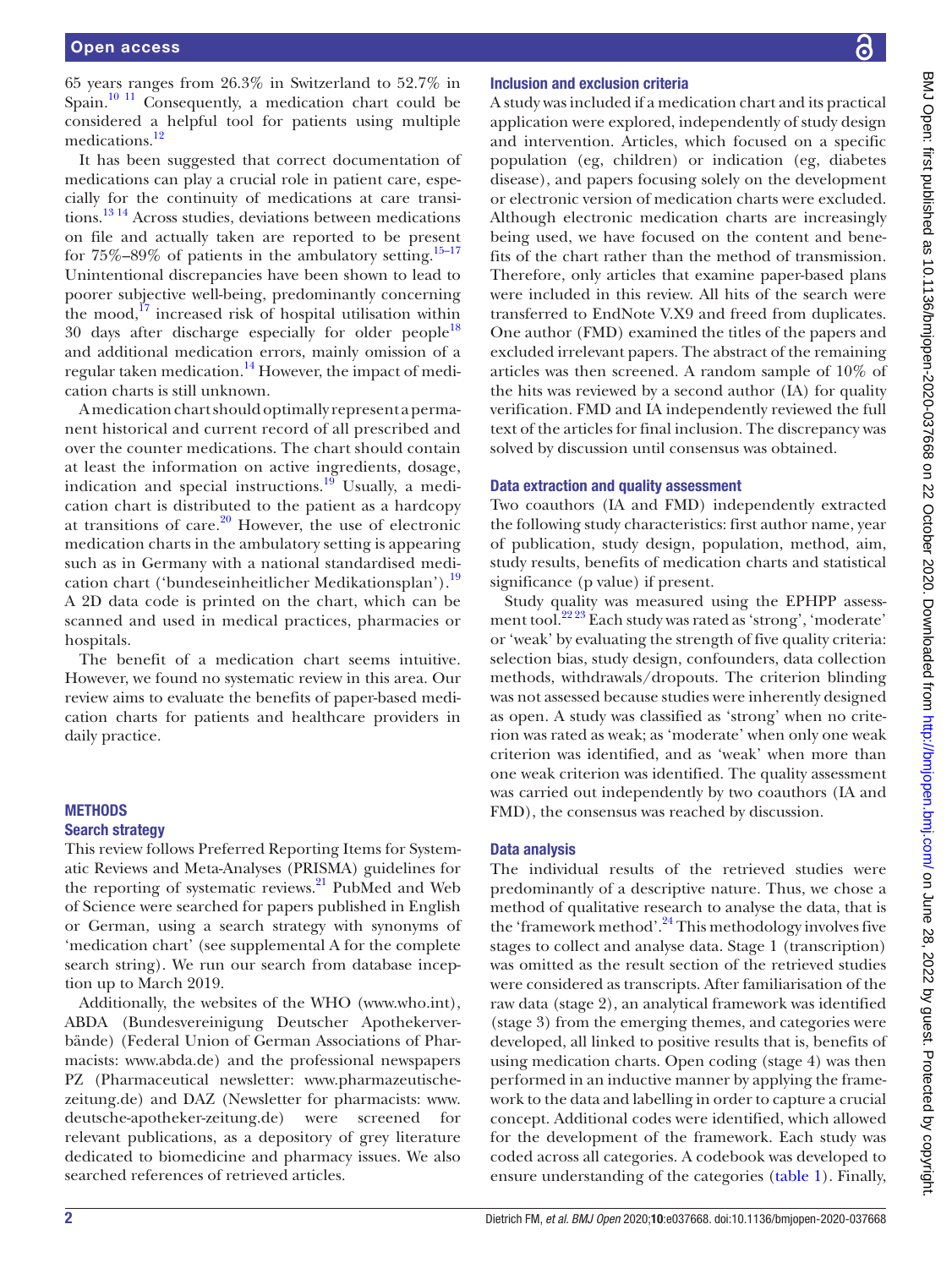65 years ranges from 26.3% in Switzerland to 52.7% in Spain.[10 11] Consequently, a medication chart could be considered a helpful tool for patients using multiple medications.[12]

It has been suggested that correct documentation of medications can play a crucial role in patient care, especially for the continuity of medications at care transitions.[13 14] Across studies, deviations between medications on file and actually taken are reported to be present for 75%–89% of patients in the ambulatory setting.[15–17] Unintentional discrepancies have been shown to lead to poorer subjective well-being, predominantly concerning the mood,[17] increased risk of hospital utilisation within 30 days after discharge especially for older people[18] and additional medication errors, mainly omission of a regular taken medication.[14] However, the impact of medication charts is still unknown.

A medication chart should optimally represent a permanent historical and current record of all prescribed and over the counter medications. The chart should contain at least the information on active ingredients, dosage, indication and special instructions.[19] Usually, a medication chart is distributed to the patient as a hardcopy at transitions of care.[20] However, the use of electronic medication charts in the ambulatory setting is appearing such as in Germany with a national standardised medication chart ('bundeseinheitlicher Medikationsplan').[19] A 2D data code is printed on the chart, which can be scanned and used in medical practices, pharmacies or hospitals.

The benefit of a medication chart seems intuitive. However, we found no systematic review in this area. Our review aims to evaluate the benefits of paper-based medication charts for patients and healthcare providers in daily practice.

## METHODS

### Search strategy

This review follows Preferred Reporting Items for Systematic Reviews and Meta-Analyses (PRISMA) guidelines for the reporting of systematic reviews.[21] PubMed and Web of Science were searched for papers published in English or German, using a search strategy with synonyms of 'medication chart' (see supplemental A for the complete search string). We run our search from database inception up to March 2019.

Additionally, the websites of the WHO (www.who.int), ABDA (Bundesvereinigung Deutscher Apothekerverbände) (Federal Union of German Associations of Pharmacists: www.abda.de) and the professional newspapers PZ (Pharmaceutical newsletter: www.pharmazeutische-zeitung.de) and DAZ (Newsletter for pharmacists: www.deutsche-apotheker-zeitung.de) were screened for relevant publications, as a depository of grey literature dedicated to biomedicine and pharmacy issues. We also searched references of retrieved articles.

### Inclusion and exclusion criteria

A study was included if a medication chart and its practical application were explored, independently of study design and intervention. Articles, which focused on a specific population (eg, children) or indication (eg, diabetes disease), and papers focusing solely on the development or electronic version of medication charts were excluded. Although electronic medication charts are increasingly being used, we have focused on the content and benefits of the chart rather than the method of transmission. Therefore, only articles that examine paper-based plans were included in this review. All hits of the search were transferred to EndNote V.X9 and freed from duplicates. One author (FMD) examined the titles of the papers and excluded irrelevant papers. The abstract of the remaining articles was then screened. A random sample of 10% of the hits was reviewed by a second author (IA) for quality verification. FMD and IA independently reviewed the full text of the articles for final inclusion. The discrepancy was solved by discussion until consensus was obtained.

### Data extraction and quality assessment

Two coauthors (IA and FMD) independently extracted the following study characteristics: first author name, year of publication, study design, population, method, aim, study results, benefits of medication charts and statistical significance (p value) if present.

Study quality was measured using the EPHPP assessment tool.[22 23] Each study was rated as 'strong', 'moderate' or 'weak' by evaluating the strength of five quality criteria: selection bias, study design, confounders, data collection methods, withdrawals/dropouts. The criterion blinding was not assessed because studies were inherently designed as open. A study was classified as 'strong' when no criterion was rated as weak; as 'moderate' when only one weak criterion was identified, and as 'weak' when more than one weak criterion was identified. The quality assessment was carried out independently by two coauthors (IA and FMD), the consensus was reached by discussion.

### Data analysis

The individual results of the retrieved studies were predominantly of a descriptive nature. Thus, we chose a method of qualitative research to analyse the data, that is the 'framework method'.[24] This methodology involves five stages to collect and analyse data. Stage 1 (transcription) was omitted as the result section of the retrieved studies were considered as transcripts. After familiarisation of the raw data (stage 2), an analytical framework was identified (stage 3) from the emerging themes, and categories were developed, all linked to positive results that is, benefits of using medication charts. Open coding (stage 4) was then performed in an inductive manner by applying the framework to the data and labelling in order to capture a crucial concept. Additional codes were identified, which allowed for the development of the framework. Each study was coded across all categories. A codebook was developed to ensure understanding of the categories (table 1). Finally,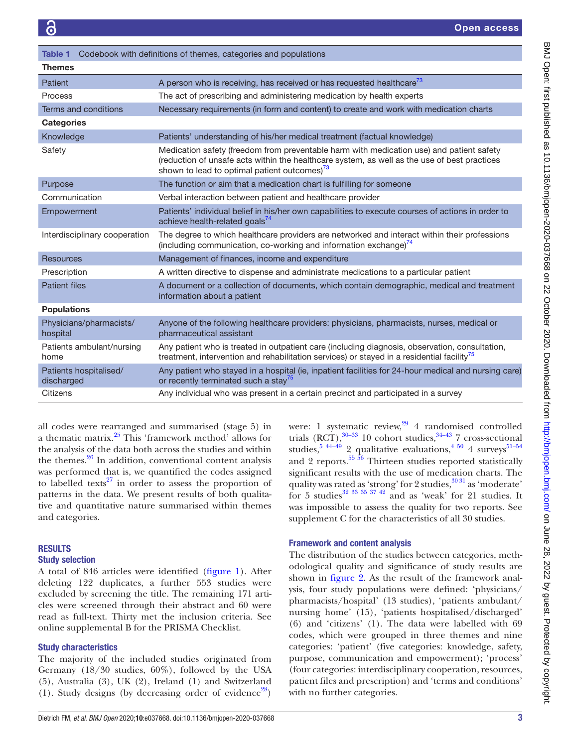Table 1 Codebook with definitions of themes, categories and populations

| | |
|---|---|
| **Themes** | |
| Patient | A person who is receiving, has received or has requested healthcare[73] |
| Process | The act of prescribing and administering medication by health experts |
| Terms and conditions | Necessary requirements (in form and content) to create and work with medication charts |
| **Categories** | |
| Knowledge | Patients' understanding of his/her medical treatment (factual knowledge) |
| Safety | Medication safety (freedom from preventable harm with medication use) and patient safety (reduction of unsafe acts within the healthcare system, as well as the use of best practices shown to lead to optimal patient outcomes)[73] |
| Purpose | The function or aim that a medication chart is fulfilling for someone |
| Communication | Verbal interaction between patient and healthcare provider |
| Empowerment | Patients' individual belief in his/her own capabilities to execute courses of actions in order to achieve health-related goals[74] |
| Interdisciplinary cooperation | The degree to which healthcare providers are networked and interact within their professions (including communication, co-working and information exchange)[74] |
| Resources | Management of finances, income and expenditure |
| Prescription | A written directive to dispense and administrate medications to a particular patient |
| Patient files | A document or a collection of documents, which contain demographic, medical and treatment information about a patient |
| **Populations** | |
| Physicians/pharmacists/hospital | Anyone of the following healthcare providers: physicians, pharmacists, nurses, medical or pharmaceutical assistant |
| Patients ambulant/nursing home | Any patient who is treated in outpatient care (including diagnosis, observation, consultation, treatment, intervention and rehabilitation services) or stayed in a residential facility[75] |
| Patients hospitalised/discharged | Any patient who stayed in a hospital (ie, inpatient facilities for 24-hour medical and nursing care) or recently terminated such a stay[75] |
| Citizens | Any individual who was present in a certain precinct and participated in a survey |

all codes were rearranged and summarised (stage 5) in a thematic matrix.[25] This 'framework method' allows for the analysis of the data both across the studies and within the themes.[26] In addition, conventional content analysis was performed that is, we quantified the codes assigned to labelled texts[27] in order to assess the proportion of patterns in the data. We present results of both qualitative and quantitative nature summarised within themes and categories.

## RESULTS

### Study selection

A total of 846 articles were identified (figure 1). After deleting 122 duplicates, a further 553 studies were excluded by screening the title. The remaining 171 articles were screened through their abstract and 60 were read as full-text. Thirty met the inclusion criteria. See online supplemental B for the PRISMA Checklist.

### Study characteristics

The majority of the included studies originated from Germany (18/30 studies, 60%), followed by the USA (5), Australia (3), UK (2), Ireland (1) and Switzerland (1). Study designs (by decreasing order of evidence[28]) were: 1 systematic review,[29] 4 randomised controlled trials (RCT),[30–33] 10 cohort studies,[34–43] 7 cross-sectional studies,[5 44–49] 2 qualitative evaluations,[4 50] 4 surveys[51–54] and 2 reports.[55 56] Thirteen studies reported statistically significant results with the use of medication charts. The quality was rated as 'strong' for 2 studies,[30 31] as 'moderate' for 5 studies[32 33 35 37 42] and as 'weak' for 21 studies. It was impossible to assess the quality for two reports. See supplement C for the characteristics of all 30 studies.

### Framework and content analysis

The distribution of the studies between categories, methodological quality and significance of study results are shown in figure 2. As the result of the framework analysis, four study populations were defined: 'physicians/pharmacists/hospital' (13 studies), 'patients ambulant/nursing home' (15), 'patients hospitalised/discharged' (6) and 'citizens' (1). The data were labelled with 69 codes, which were grouped in three themes and nine categories: 'patient' (five categories: knowledge, safety, purpose, communication and empowerment); 'process' (four categories: interdisciplinary cooperation, resources, patient files and prescription) and 'terms and conditions' with no further categories.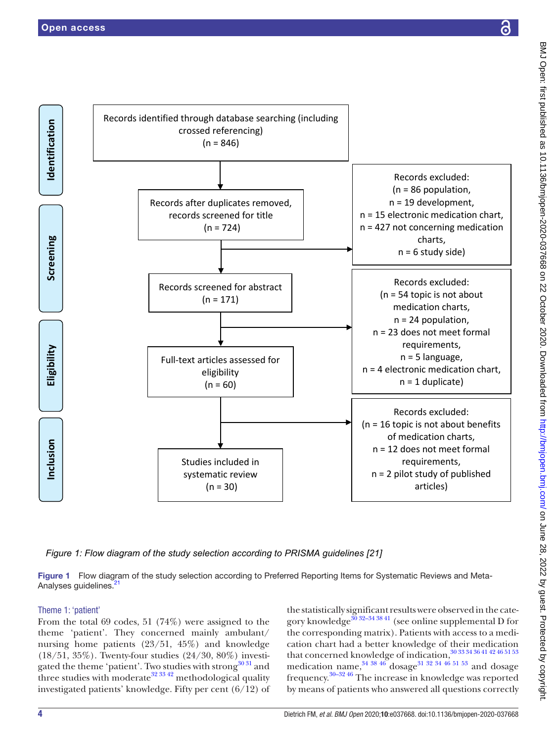Identification

Records identified through database searching (including crossed referencing)
(n = 846)

Screening

Records after duplicates removed, records screened for title
(n = 724)

Records excluded:
(n = 86 population,
n = 19 development,
n = 15 electronic medication chart,
n = 427 not concerning medication charts,
n = 6 study side)

Records screened for abstract
(n = 171)

Eligibility

Records excluded:
(n = 54 topic is not about medication charts,
n = 24 population,
n = 23 does not meet formal requirements,
n = 5 language,
n = 4 electronic medication chart,
n = 1 duplicate)

Full-text articles assessed for eligibility
(n = 60)

Inclusion

Records excluded:
(n = 16 topic is not about benefits of medication charts,
n = 12 does not meet formal requirements,
n = 2 pilot study of published articles)

Studies included in systematic review
(n = 30)

*Figure 1: Flow diagram of the study selection according to PRISMA guidelines [21]*

**Figure 1** Flow diagram of the study selection according to Preferred Reporting Items for Systematic Reviews and Meta-Analyses guidelines.[21]

### Theme 1: 'patient'

From the total 69 codes, 51 (74%) were assigned to the theme 'patient'. They concerned mainly ambulant/nursing home patients (23/51, 45%) and knowledge (18/51, 35%). Twenty-four studies (24/30, 80%) investigated the theme 'patient'. Two studies with strong[30 31] and three studies with moderate[32 33 42] methodological quality investigated patients' knowledge. Fifty per cent (6/12) of the statistically significant results were observed in the category knowledge[30 32–34 38 41] (see online supplemental D for the corresponding matrix). Patients with access to a medication chart had a better knowledge of their medication that concerned knowledge of indication,[30 33 34 36 41 42 46 51 53] medication name,[34 38 46] dosage[31 32 34 46 51 53] and dosage frequency.[30–32 46] The increase in knowledge was reported by means of patients who answered all questions correctly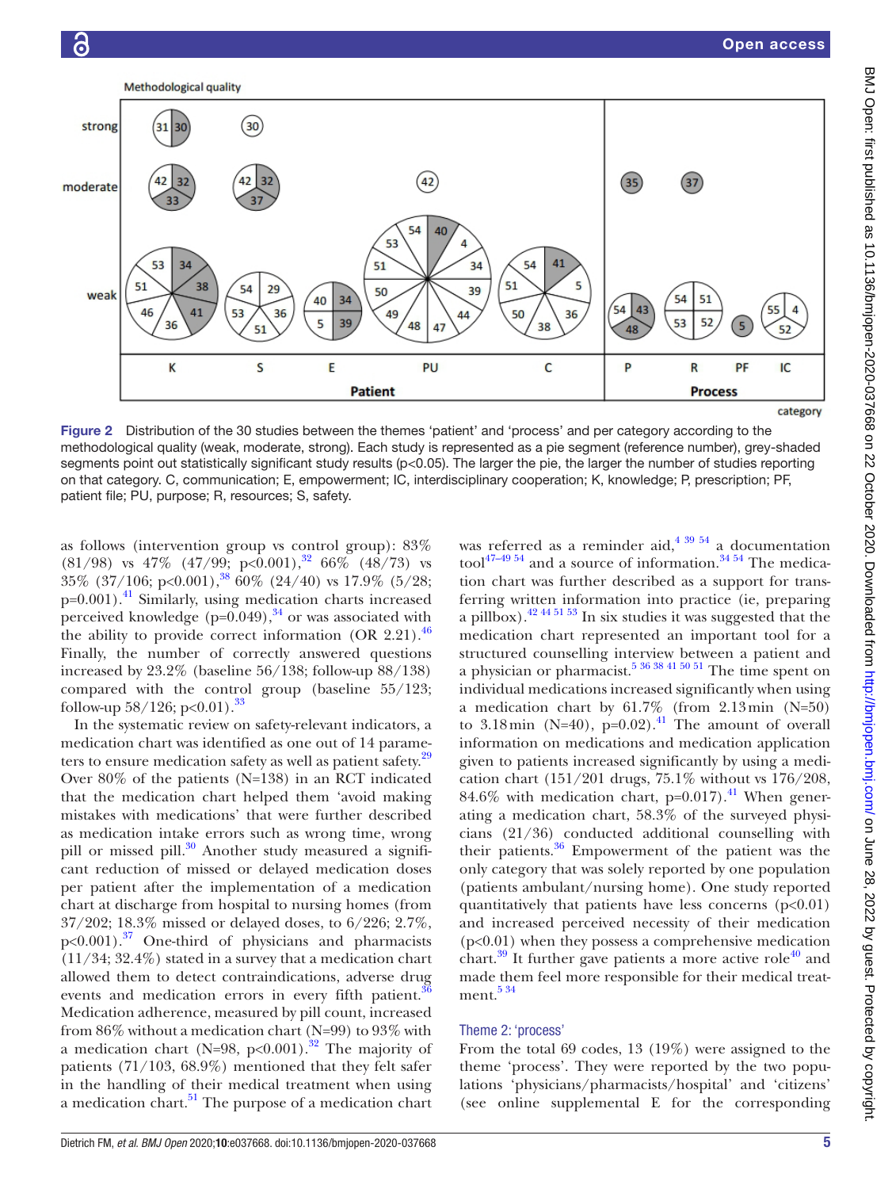Figure 2 Distribution of the 30 studies between the themes 'patient' and 'process' and per category according to the methodological quality (weak, moderate, strong). Each study is represented as a pie segment (reference number), grey-shaded segments point out statistically significant study results (p<0.05). The larger the pie, the larger the number of studies reporting on that category. C, communication; E, empowerment; IC, interdisciplinary cooperation; K, knowledge; P, prescription; PF, patient file; PU, purpose; R, resources; S, safety.

as follows (intervention group vs control group): 83% (81/98) vs 47% (47/99; p<0.001),[32] 66% (48/73) vs 35% (37/106; p<0.001),[38] 60% (24/40) vs 17.9% (5/28; p=0.001).[41] Similarly, using medication charts increased perceived knowledge (p=0.049),[34] or was associated with the ability to provide correct information (OR 2.21).[46] Finally, the number of correctly answered questions increased by 23.2% (baseline 56/138; follow-up 88/138) compared with the control group (baseline 55/123; follow-up 58/126; p<0.01).[33]

In the systematic review on safety-relevant indicators, a medication chart was identified as one out of 14 parameters to ensure medication safety as well as patient safety.[29] Over 80% of the patients (N=138) in an RCT indicated that the medication chart helped them 'avoid making mistakes with medications' that were further described as medication intake errors such as wrong time, wrong pill or missed pill.[30] Another study measured a significant reduction of missed or delayed medication doses per patient after the implementation of a medication chart at discharge from hospital to nursing homes (from 37/202; 18.3% missed or delayed doses, to 6/226; 2.7%, p<0.001).[37] One-third of physicians and pharmacists (11/34; 32.4%) stated in a survey that a medication chart allowed them to detect contraindications, adverse drug events and medication errors in every fifth patient.[36] Medication adherence, measured by pill count, increased from 86% without a medication chart (N=99) to 93% with a medication chart (N=98, p<0.001).[32] The majority of patients (71/103, 68.9%) mentioned that they felt safer in the handling of their medical treatment when using a medication chart.[51] The purpose of a medication chart was referred as a reminder aid,[4 39 54] a documentation tool[47–49 54] and a source of information.[34 54] The medication chart was further described as a support for transferring written information into practice (ie, preparing a pillbox).[42 44 51 53] In six studies it was suggested that the medication chart represented an important tool for a structured counselling interview between a patient and a physician or pharmacist.[5 36 38 41 50 51] The time spent on individual medications increased significantly when using a medication chart by 61.7% (from 2.13 min (N=50) to 3.18 min (N=40), p=0.02).[41] The amount of overall information on medications and medication application given to patients increased significantly by using a medication chart (151/201 drugs, 75.1% without vs 176/208, 84.6% with medication chart, p=0.017).[41] When generating a medication chart, 58.3% of the surveyed physicians (21/36) conducted additional counselling with their patients.[36] Empowerment of the patient was the only category that was solely reported by one population (patients ambulant/nursing home). One study reported quantitatively that patients have less concerns (p<0.01) and increased perceived necessity of their medication (p<0.01) when they possess a comprehensive medication chart.[39] It further gave patients a more active role[40] and made them feel more responsible for their medical treatment.[5 34]

### Theme 2: 'process'

From the total 69 codes, 13 (19%) were assigned to the theme 'process'. They were reported by the two populations 'physicians/pharmacists/hospital' and 'citizens' (see online supplemental E for the corresponding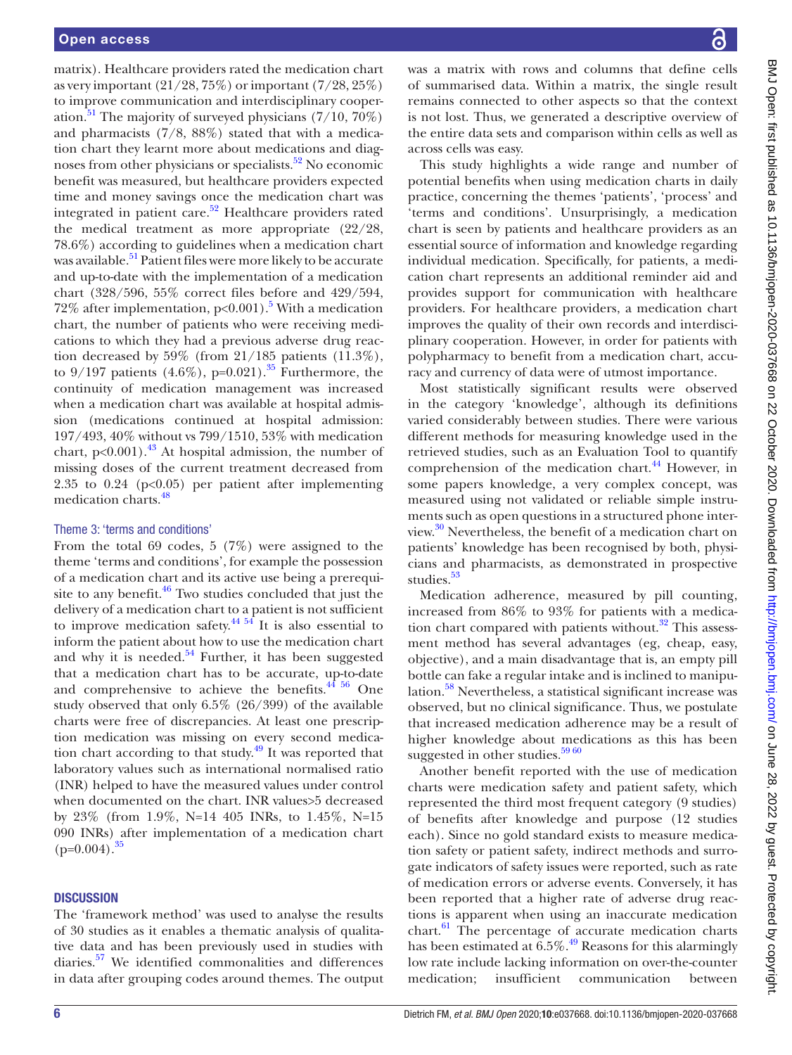matrix). Healthcare providers rated the medication chart as very important (21/28, 75%) or important (7/28, 25%) to improve communication and interdisciplinary cooperation.[51] The majority of surveyed physicians (7/10, 70%) and pharmacists (7/8, 88%) stated that with a medication chart they learnt more about medications and diagnoses from other physicians or specialists.[52] No economic benefit was measured, but healthcare providers expected time and money savings once the medication chart was integrated in patient care.[52] Healthcare providers rated the medical treatment as more appropriate (22/28, 78.6%) according to guidelines when a medication chart was available.[51] Patient files were more likely to be accurate and up-to-date with the implementation of a medication chart (328/596, 55% correct files before and 429/594, 72% after implementation, $p<0.001$).[5] With a medication chart, the number of patients who were receiving medications to which they had a previous adverse drug reaction decreased by 59% (from 21/185 patients (11.3%), to 9/197 patients (4.6%), $p=0.021$).[35] Furthermore, the continuity of medication management was increased when a medication chart was available at hospital admission (medications continued at hospital admission: 197/493, 40% without vs 799/1510, 53% with medication chart, $p<0.001$).[43] At hospital admission, the number of missing doses of the current treatment decreased from 2.35 to 0.24 ($p<0.05$) per patient after implementing medication charts.[48]

### Theme 3: 'terms and conditions'

From the total 69 codes, 5 (7%) were assigned to the theme 'terms and conditions', for example the possession of a medication chart and its active use being a prerequisite to any benefit.[46] Two studies concluded that just the delivery of a medication chart to a patient is not sufficient to improve medication safety.[44,54] It is also essential to inform the patient about how to use the medication chart and why it is needed.[54] Further, it has been suggested that a medication chart has to be accurate, up-to-date and comprehensive to achieve the benefits.[44,56] One study observed that only 6.5% (26/399) of the available charts were free of discrepancies. At least one prescription medication was missing on every second medication chart according to that study.[49] It was reported that laboratory values such as international normalised ratio (INR) helped to have the measured values under control when documented on the chart. INR values>5 decreased by 23% (from 1.9%, N=14 405 INRs, to 1.45%, N=15 090 INRs) after implementation of a medication chart ($p=0.004$).[35]

## DISCUSSION

The 'framework method' was used to analyse the results of 30 studies as it enables a thematic analysis of qualitative data and has been previously used in studies with diaries.[57] We identified commonalities and differences in data after grouping codes around themes. The output was a matrix with rows and columns that define cells of summarised data. Within a matrix, the single result remains connected to other aspects so that the context is not lost. Thus, we generated a descriptive overview of the entire data sets and comparison within cells as well as across cells was easy.

This study highlights a wide range and number of potential benefits when using medication charts in daily practice, concerning the themes 'patients', 'process' and 'terms and conditions'. Unsurprisingly, a medication chart is seen by patients and healthcare providers as an essential source of information and knowledge regarding individual medication. Specifically, for patients, a medication chart represents an additional reminder aid and provides support for communication with healthcare providers. For healthcare providers, a medication chart improves the quality of their own records and interdisciplinary cooperation. However, in order for patients with polypharmacy to benefit from a medication chart, accuracy and currency of data were of utmost importance.

Most statistically significant results were observed in the category 'knowledge', although its definitions varied considerably between studies. There were various different methods for measuring knowledge used in the retrieved studies, such as an Evaluation Tool to quantify comprehension of the medication chart.[44] However, in some papers knowledge, a very complex concept, was measured using not validated or reliable simple instruments such as open questions in a structured phone interview.[30] Nevertheless, the benefit of a medication chart on patients' knowledge has been recognised by both, physicians and pharmacists, as demonstrated in prospective studies.[53]

Medication adherence, measured by pill counting, increased from 86% to 93% for patients with a medication chart compared with patients without.[32] This assessment method has several advantages (eg, cheap, easy, objective), and a main disadvantage that is, an empty pill bottle can fake a regular intake and is inclined to manipulation.[58] Nevertheless, a statistical significant increase was observed, but no clinical significance. Thus, we postulate that increased medication adherence may be a result of higher knowledge about medications as this has been suggested in other studies.[59,60]

Another benefit reported with the use of medication charts were medication safety and patient safety, which represented the third most frequent category (9 studies) of benefits after knowledge and purpose (12 studies each). Since no gold standard exists to measure medication safety or patient safety, indirect methods and surrogate indicators of safety issues were reported, such as rate of medication errors or adverse events. Conversely, it has been reported that a higher rate of adverse drug reactions is apparent when using an inaccurate medication chart.[61] The percentage of accurate medication charts has been estimated at 6.5%.[49] Reasons for this alarmingly low rate include lacking information on over-the-counter medication; insufficient communication between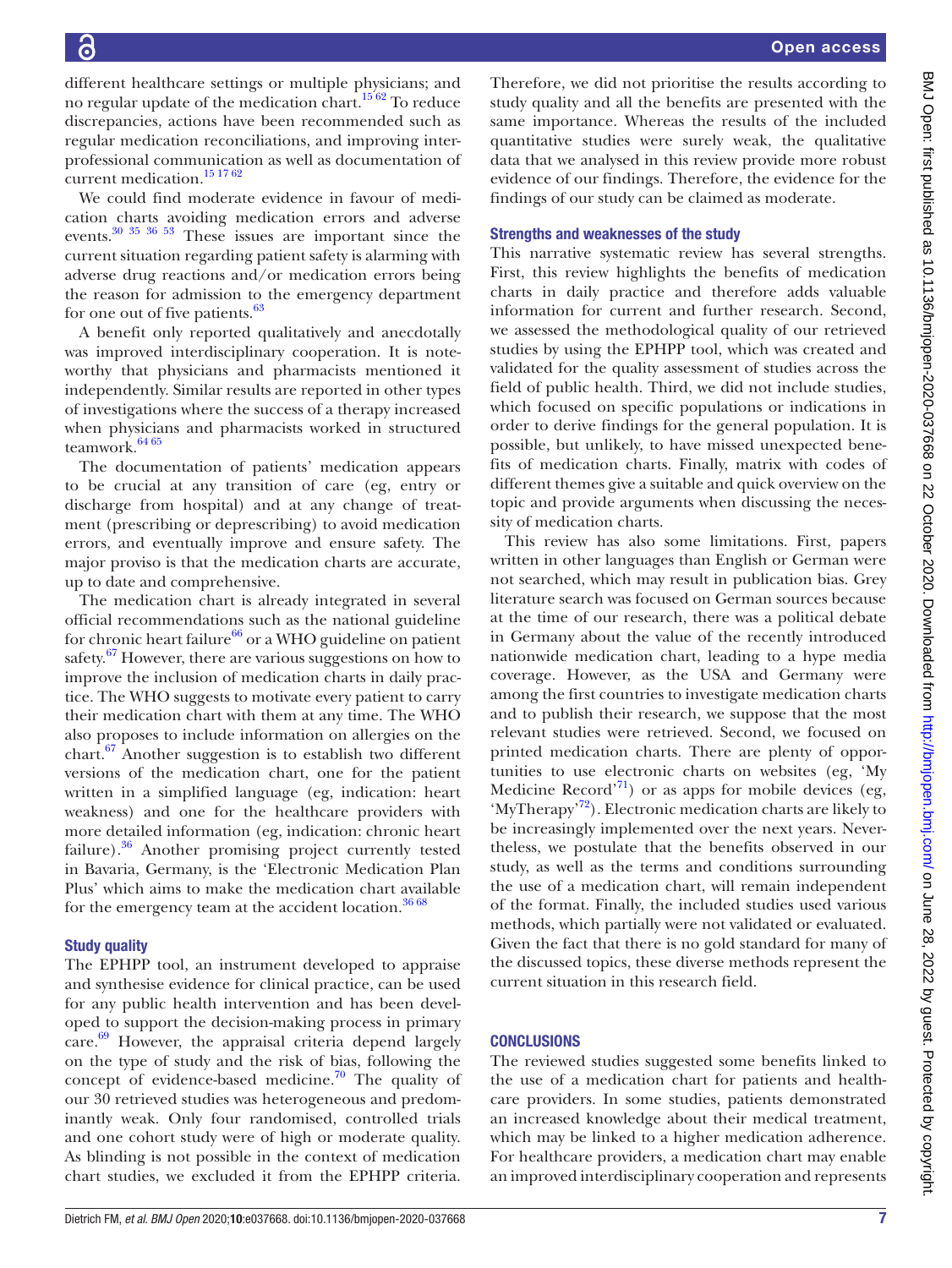different healthcare settings or multiple physicians; and no regular update of the medication chart.[15 62] To reduce discrepancies, actions have been recommended such as regular medication reconciliations, and improving interprofessional communication as well as documentation of current medication.[15 17 62]

We could find moderate evidence in favour of medication charts avoiding medication errors and adverse events.[30 35 36 53] These issues are important since the current situation regarding patient safety is alarming with adverse drug reactions and/or medication errors being the reason for admission to the emergency department for one out of five patients.[63]

A benefit only reported qualitatively and anecdotally was improved interdisciplinary cooperation. It is noteworthy that physicians and pharmacists mentioned it independently. Similar results are reported in other types of investigations where the success of a therapy increased when physicians and pharmacists worked in structured teamwork.[64 65]

The documentation of patients' medication appears to be crucial at any transition of care (eg, entry or discharge from hospital) and at any change of treatment (prescribing or deprescribing) to avoid medication errors, and eventually improve and ensure safety. The major proviso is that the medication charts are accurate, up to date and comprehensive.

The medication chart is already integrated in several official recommendations such as the national guideline for chronic heart failure[66] or a WHO guideline on patient safety.[67] However, there are various suggestions on how to improve the inclusion of medication charts in daily practice. The WHO suggests to motivate every patient to carry their medication chart with them at any time. The WHO also proposes to include information on allergies on the chart.[67] Another suggestion is to establish two different versions of the medication chart, one for the patient written in a simplified language (eg, indication: heart weakness) and one for the healthcare providers with more detailed information (eg, indication: chronic heart failure).[36] Another promising project currently tested in Bavaria, Germany, is the 'Electronic Medication Plan Plus' which aims to make the medication chart available for the emergency team at the accident location.[36 68]

## Study quality

The EPHPP tool, an instrument developed to appraise and synthesise evidence for clinical practice, can be used for any public health intervention and has been developed to support the decision-making process in primary care.[69] However, the appraisal criteria depend largely on the type of study and the risk of bias, following the concept of evidence-based medicine.[70] The quality of our 30 retrieved studies was heterogeneous and predominantly weak. Only four randomised, controlled trials and one cohort study were of high or moderate quality. As blinding is not possible in the context of medication chart studies, we excluded it from the EPHPP criteria. Therefore, we did not prioritise the results according to study quality and all the benefits are presented with the same importance. Whereas the results of the included quantitative studies were surely weak, the qualitative data that we analysed in this review provide more robust evidence of our findings. Therefore, the evidence for the findings of our study can be claimed as moderate.

## Strengths and weaknesses of the study

This narrative systematic review has several strengths. First, this review highlights the benefits of medication charts in daily practice and therefore adds valuable information for current and further research. Second, we assessed the methodological quality of our retrieved studies by using the EPHPP tool, which was created and validated for the quality assessment of studies across the field of public health. Third, we did not include studies, which focused on specific populations or indications in order to derive findings for the general population. It is possible, but unlikely, to have missed unexpected benefits of medication charts. Finally, matrix with codes of different themes give a suitable and quick overview on the topic and provide arguments when discussing the necessity of medication charts.

This review has also some limitations. First, papers written in other languages than English or German were not searched, which may result in publication bias. Grey literature search was focused on German sources because at the time of our research, there was a political debate in Germany about the value of the recently introduced nationwide medication chart, leading to a hype media coverage. However, as the USA and Germany were among the first countries to investigate medication charts and to publish their research, we suppose that the most relevant studies were retrieved. Second, we focused on printed medication charts. There are plenty of opportunities to use electronic charts on websites (eg, 'My Medicine Record'[71]) or as apps for mobile devices (eg, 'MyTherapy'[72]). Electronic medication charts are likely to be increasingly implemented over the next years. Nevertheless, we postulate that the benefits observed in our study, as well as the terms and conditions surrounding the use of a medication chart, will remain independent of the format. Finally, the included studies used various methods, which partially were not validated or evaluated. Given the fact that there is no gold standard for many of the discussed topics, these diverse methods represent the current situation in this research field.

# CONCLUSIONS

The reviewed studies suggested some benefits linked to the use of a medication chart for patients and healthcare providers. In some studies, patients demonstrated an increased knowledge about their medical treatment, which may be linked to a higher medication adherence. For healthcare providers, a medication chart may enable an improved interdisciplinary cooperation and represents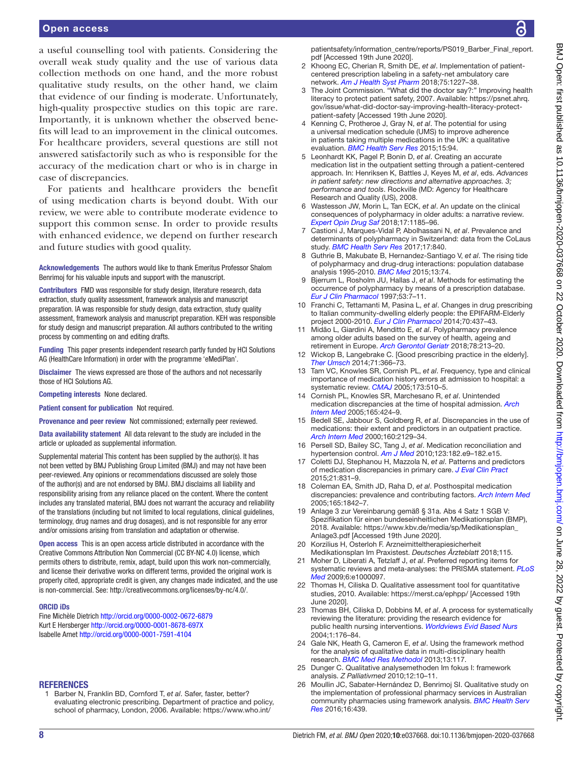a useful counselling tool with patients. Considering the overall weak study quality and the use of various data collection methods on one hand, and the more robust qualitative study results, on the other hand, we claim that evidence of our finding is moderate. Unfortunately, high-quality prospective studies on this topic are rare. Importantly, it is unknown whether the observed benefits will lead to an improvement in the clinical outcomes. For healthcare providers, several questions are still not answered satisfactorily such as who is responsible for the accuracy of the medication chart or who is in charge in case of discrepancies.

For patients and healthcare providers the benefit of using medication charts is beyond doubt. With our review, we were able to contribute moderate evidence to support this common sense. In order to provide results with enhanced evidence, we depend on further research and future studies with good quality.

**Acknowledgements** The authors would like to thank Emeritus Professor Shalom Benrimoj for his valuable inputs and support with the manuscript.

**Contributors** FMD was responsible for study design, literature research, data extraction, study quality assessment, framework analysis and manuscript preparation. IA was responsible for study design, data extraction, study quality assessment, framework analysis and manuscript preparation. KEH was responsible for study design and manuscript preparation. All authors contributed to the writing process by commenting on and editing drafts.

**Funding** This paper presents independent research partly funded by HCI Solutions AG (HealthCare Information) in order with the programme 'eMediPlan'.

**Disclaimer** The views expressed are those of the authors and not necessarily those of HCI Solutions AG.

**Competing interests** None declared.

**Patient consent for publication** Not required.

**Provenance and peer review** Not commissioned; externally peer reviewed.

**Data availability statement** All data relevant to the study are included in the article or uploaded as supplemental information.

Supplemental material This content has been supplied by the author(s). It has not been vetted by BMJ Publishing Group Limited (BMJ) and may not have been peer-reviewed. Any opinions or recommendations discussed are solely those of the author(s) and are not endorsed by BMJ. BMJ disclaims all liability and responsibility arising from any reliance placed on the content. Where the content includes any translated material, BMJ does not warrant the accuracy and reliability of the translations (including but not limited to local regulations, clinical guidelines, terminology, drug names and drug dosages), and is not responsible for any error and/or omissions arising from translation and adaptation or otherwise.

**Open access** This is an open access article distributed in accordance with the Creative Commons Attribution Non Commercial (CC BY-NC 4.0) license, which permits others to distribute, remix, adapt, build upon this work non-commercially, and license their derivative works on different terms, provided the original work is properly cited, appropriate credit is given, any changes made indicated, and the use is non-commercial. See: http://creativecommons.org/licenses/by-nc/4.0/.

**ORCID iDs**

Fine Michèle Dietrich http://orcid.org/0000-0002-0672-6879
Kurt E Hersberger http://orcid.org/0000-0001-8678-697X
Isabelle Arnet http://orcid.org/0000-0001-7591-4104

## REFERENCES

1. Barber N, Franklin BD, Cornford T, *et al*. Safer, faster, better? evaluating electronic prescribing. Department of practice and policy, school of pharmacy, London, 2006. Available: https://www.who.int/patientsafety/information_centre/reports/PS019_Barber_Final_report.pdf [Accessed 19th June 2020].
2. Khoong EC, Cherian R, Smith DE, *et al*. Implementation of patient-centered prescription labeling in a safety-net ambulatory care network. *Am J Health Syst Pharm* 2018;75:1227–38.
3. The Joint Commission. "What did the doctor say?:" Improving health literacy to protect patient safety, 2007. Available: https://psnet.ahrq.gov/issue/what-did-doctor-say-improving-health-literacy-protect-patient-safety [Accessed 19th June 2020].
4. Kenning C, Protheroe J, Gray N, *et al*. The potential for using a universal medication schedule (UMS) to improve adherence in patients taking multiple medications in the UK: a qualitative evaluation. *BMC Health Serv Res* 2015;15:94.
5. Leonhardt KK, Pagel P, Bonin D, *et al*. Creating an accurate medication list in the outpatient setting through a patient-centered approach. In: Henriksen K, Battles J, Keyes M, *et al*, eds. *Advances in patient safety: new directions and alternative approaches. 3; performance and tools*. Rockville (MD: Agency for Healthcare Research and Quality (US), 2008.
6. Wastesson JW, Morin L, Tan ECK, *et al*. An update on the clinical consequences of polypharmacy in older adults: a narrative review. *Expert Opin Drug Saf* 2018;17:1185–96.
7. Castioni J, Marques-Vidal P, Abolhassani N, *et al*. Prevalence and determinants of polypharmacy in Switzerland: data from the CoLaus study. *BMC Health Serv Res* 2017;17:840.
8. Guthrie B, Makubate B, Hernandez-Santiago V, *et al*. The rising tide of polypharmacy and drug-drug interactions: population database analysis 1995-2010. *BMC Med* 2015;13:74.
9. Bjerrum L, Rosholm JU, Hallas J, *et al*. Methods for estimating the occurrence of polypharmacy by means of a prescription database. *Eur J Clin Pharmacol* 1997;53:7–11.
10. Franchi C, Tettamanti M, Pasina L, *et al*. Changes in drug prescribing to Italian community-dwelling elderly people: the EPIFARM-Elderly project 2000-2010. *Eur J Clin Pharmacol* 2014;70:437–43.
11. Midão L, Giardini A, Menditto E, *et al*. Polypharmacy prevalence among older adults based on the survey of health, ageing and retirement in Europe. *Arch Gerontol Geriatr* 2018;78:213–20.
12. Wickop B, Langebrake C. [Good prescribing practice in the elderly]. *Ther Umsch* 2014;71:366–73.
13. Tam VC, Knowles SR, Cornish PL, *et al*. Frequency, type and clinical importance of medication history errors at admission to hospital: a systematic review. *CMAJ* 2005;173:510–5.
14. Cornish PL, Knowles SR, Marchesano R, *et al*. Unintended medication discrepancies at the time of hospital admission. *Arch Intern Med* 2005;165:424–9.
15. Bedell SE, Jabbour S, Goldberg R, *et al*. Discrepancies in the use of medications: their extent and predictors in an outpatient practice. *Arch Intern Med* 2000;160:2129–34.
16. Persell SD, Bailey SC, Tang J, *et al*. Medication reconciliation and hypertension control. *Am J Med* 2010;123:182.e9–182.e15.
17. Coletti DJ, Stephanou H, Mazzola N, *et al*. Patterns and predictors of medication discrepancies in primary care. *J Eval Clin Pract* 2015;21:831–9.
18. Coleman EA, Smith JD, Raha D, *et al*. Posthospital medication discrepancies: prevalence and contributing factors. *Arch Intern Med* 2005;165:1842–7.
19. Anlage 3 zur Vereinbarung gemäß § 31a. Abs 4 Satz 1 SGB V: Spezifikation für einen bundeseinheitlichen Medikationsplan (BMP), 2018. Available: https://www.kbv.de/media/sp/Medikationsplan_Anlage3.pdf [Accessed 19th June 2020].
20. Korzilius H, Osterloh F. Arzneimitteltherapiesicherheit Medikationsplan Im Praxistest. *Deutsches Ärzteblatt* 2018;115.
21. Moher D, Liberati A, Tetzlaff J, *et al*. Preferred reporting items for systematic reviews and meta-analyses: the PRISMA statement. *PLoS Med* 2009;6:e1000097.
22. Thomas H, Ciliska D. Qualitative assessment tool for quantitative studies, 2010. Available: https://merst.ca/ephpp/ [Accessed 19th June 2020].
23. Thomas BH, Ciliska D, Dobbins M, *et al*. A process for systematically reviewing the literature: providing the research evidence for public health nursing interventions. *Worldviews Evid Based Nurs* 2004;1:176–84.
24. Gale NK, Heath G, Cameron E, *et al*. Using the framework method for the analysis of qualitative data in multi-disciplinary health research. *BMC Med Res Methodol* 2013;13:117.
25. Dunger C. Qualitative analysemethoden Im fokus I: framework analysis. *Z Palliativmed* 2010;12:10–11.
26. Moullin JC, Sabater-Hernández D, Benrimoj SI. Qualitative study on the implementation of professional pharmacy services in Australian community pharmacies using framework analysis. *BMC Health Serv Res* 2016;16:439.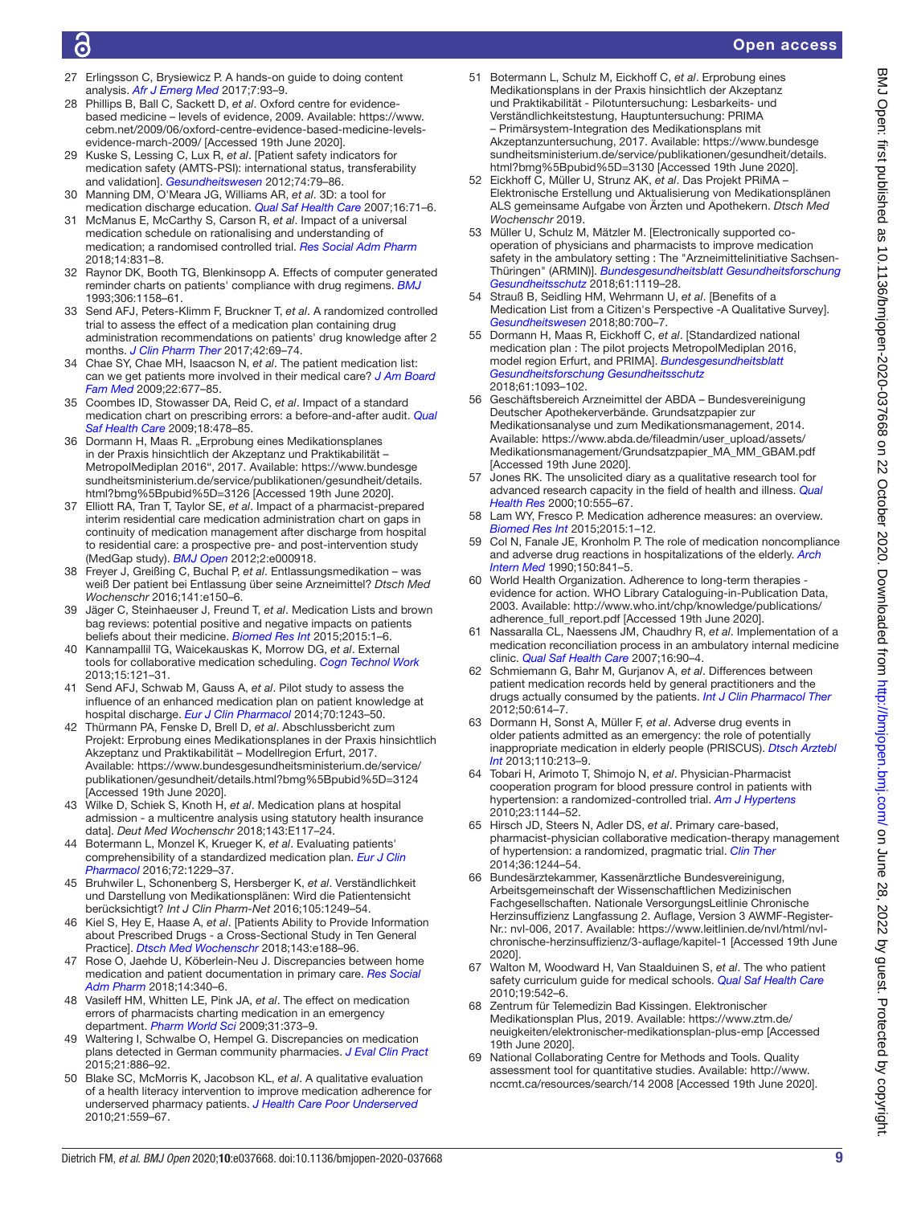27 Erlingsson C, Brysiewicz P. A hands-on guide to doing content analysis. *Afr J Emerg Med* 2017;7:93–9.

28 Phillips B, Ball C, Sackett D, *et al*. Oxford centre for evidence-based medicine – levels of evidence, 2009. Available: https://www.cebm.net/2009/06/oxford-centre-evidence-based-medicine-levels-evidence-march-2009/ [Accessed 19th June 2020].

29 Kuske S, Lessing C, Lux R, *et al*. [Patient safety indicators for medication safety (AMTS-PSI): international status, transferability and validation]. *Gesundheitswesen* 2012;74:79–86.

30 Manning DM, O'Meara JG, Williams AR, *et al*. 3D: a tool for medication discharge education. *Qual Saf Health Care* 2007;16:71–6.

31 McManus E, McCarthy S, Carson R, *et al*. Impact of a universal medication schedule on rationalising and understanding of medication; a randomised controlled trial. *Res Social Adm Pharm* 2018;14:831–8.

32 Raynor DK, Booth TG, Blenkinsopp A. Effects of computer generated reminder charts on patients' compliance with drug regimens. *BMJ* 1993;306:1158–61.

33 Send AFJ, Peters-Klimm F, Bruckner T, *et al*. A randomized controlled trial to assess the effect of a medication plan containing drug administration recommendations on patients' drug knowledge after 2 months. *J Clin Pharm Ther* 2017;42:69–74.

34 Chae SY, Chae MH, Isaacson N, *et al*. The patient medication list: can we get patients more involved in their medical care? *J Am Board Fam Med* 2009;22:677–85.

35 Coombes ID, Stowasser DA, Reid C, *et al*. Impact of a standard medication chart on prescribing errors: a before-and-after audit. *Qual Saf Health Care* 2009;18:478–85.

36 Dormann H, Maas R. „Erprobung eines Medikationsplanes in der Praxis hinsichtlich der Akzeptanz und Praktikabilität – MetropolMediplan 2016", 2017. Available: https://www.bundesgesundheitsministerium.de/service/publikationen/gesundheit/details.html?bmg%5Bpubid%5D=3126 [Accessed 19th June 2020].

37 Elliott RA, Tran T, Taylor SE, *et al*. Impact of a pharmacist-prepared interim residential care medication administration chart on gaps in continuity of medication management after discharge from hospital to residential care: a prospective pre- and post-intervention study (MedGap study). *BMJ Open* 2012;2:e000918.

38 Freyer J, Greißing C, Buchal P, *et al*. Entlassungsmedikation – was weiß Der patient bei Entlassung über seine Arzneimittel? *Dtsch Med Wochenschr* 2016;141:e150–6.

39 Jäger C, Steinhaeuser J, Freund T, *et al*. Medication Lists and brown bag reviews: potential positive and negative impacts on patients beliefs about their medicine. *Biomed Res Int* 2015;2015:1–6.

40 Kannampallil TG, Waicekauskas K, Morrow DG, *et al*. External tools for collaborative medication scheduling. *Cogn Technol Work* 2013;15:121–31.

41 Send AFJ, Schwab M, Gauss A, *et al*. Pilot study to assess the influence of an enhanced medication plan on patient knowledge at hospital discharge. *Eur J Clin Pharmacol* 2014;70:1243–50.

42 Thürmann PA, Fenske D, Brell D, *et al*. Abschlussbericht zum Projekt: Erprobung eines Medikationsplanes in der Praxis hinsichtlich Akzeptanz und Praktikabilität – Modellregion Erfurt, 2017. Available: https://www.bundesgesundheitsministerium.de/service/publikationen/gesundheit/details.html?bmg%5Bpubid%5D=3124 [Accessed 19th June 2020].

43 Wilke D, Schiek S, Knoth H, *et al*. Medication plans at hospital admission - a multicentre analysis using statutory health insurance data]. *Deut Med Wochenschr* 2018;143:E117–24.

44 Botermann L, Monzel K, Krueger K, *et al*. Evaluating patients' comprehensibility of a standardized medication plan. *Eur J Clin Pharmacol* 2016;72:1229–37.

45 Bruhwiler L, Schonenberg S, Hersberger K, *et al*. Verständlichkeit und Darstellung von Medikationsplänen: Wird die Patientensicht berücksichtigt? *Int J Clin Pharm-Net* 2016;105:1249–54.

46 Kiel S, Hey E, Haase A, *et al*. [Patients Ability to Provide Information about Prescribed Drugs - a Cross-Sectional Study in Ten General Practice]. *Dtsch Med Wochenschr* 2018;143:e188–96.

47 Rose O, Jaehde U, Köberlein-Neu J. Discrepancies between home medication and patient documentation in primary care. *Res Social Adm Pharm* 2018;14:340–6.

48 Vasileff HM, Whitten LE, Pink JA, *et al*. The effect on medication errors of pharmacists charting medication in an emergency department. *Pharm World Sci* 2009;31:373–9.

49 Waltering I, Schwalbe O, Hempel G. Discrepancies on medication plans detected in German community pharmacies. *J Eval Clin Pract* 2015;21:886–92.

50 Blake SC, McMorris K, Jacobson KL, *et al*. A qualitative evaluation of a health literacy intervention to improve medication adherence for underserved pharmacy patients. *J Health Care Poor Underserved* 2010;21:559–67.

51 Botermann L, Schulz M, Eickhoff C, *et al*. Erprobung eines Medikationsplans in der Praxis hinsichtlich der Akzeptanz und Praktikabilität - Pilotuntersuchung: Lesbarkeits- und Verständlichkeitsstestung, Hauptuntersuchung: PRIMA – Primärsystem-Integration des Medikationsplans mit Akzeptanzuntersuchung, 2017. Available: https://www.bundesgesundheitsministerium.de/service/publikationen/gesundheit/details.html?bmg%5Bpubid%5D=3130 [Accessed 19th June 2020].

52 Eickhoff C, Müller U, Strunz AK, *et al*. Das Projekt PRiMA – Elektronische Erstellung und Aktualisierung von Medikationsplänen ALS gemeinsame Aufgabe von Ärzten und Apothekern. *Dtsch Med Wochenschr* 2019.

53 Müller U, Schulz M, Mätzler M. [Electronically supported co-operation of physicians and pharmacists to improve medication safety in the ambulatory setting : The "Arzneimittelinitiative Sachsen-Thüringen" (ARMIN)]. *Bundesgesundheitsblatt Gesundheitsforschung Gesundheitsschutz* 2018;61:1119–28.

54 Strauß B, Seidling HM, Wehrmann U, *et al*. [Benefits of a Medication List from a Citizen's Perspective -A Qualitative Survey]. *Gesundheitswesen* 2018;80:700–7.

55 Dormann H, Maas R, Eickhoff C, *et al*. [Standardized national medication plan : The pilot projects MetropolMediplan 2016, model region Erfurt, and PRIMA]. *Bundesgesundheitsblatt Gesundheitsforschung Gesundheitsschutz* 2018;61:1093–102.

56 Geschäftsbereich Arzneimittel der ABDA – Bundesvereinigung Deutscher Apothekerverbände. Grundsatzpapier zur Medikationsanalyse und zum Medikationsmanagement, 2014. Available: https://www.abda.de/fileadmin/user_upload/assets/Medikationsmanagement/Grundsatzpapier_MA_MM_GBAM.pdf [Accessed 19th June 2020].

57 Jones RK. The unsolicited diary as a qualitative research tool for advanced research capacity in the field of health and illness. *Qual Health Res* 2000;10:555–67.

58 Lam WY, Fresco P. Medication adherence measures: an overview. *Biomed Res Int* 2015;2015:1–12.

59 Col N, Fanale JE, Kronholm P. The role of medication noncompliance and adverse drug reactions in hospitalizations of the elderly. *Arch Intern Med* 1990;150:841–5.

60 World Health Organization. Adherence to long-term therapies - evidence for action. WHO Library Cataloguing-in-Publication Data, 2003. Available: http://www.who.int/chp/knowledge/publications/adherence_full_report.pdf [Accessed 19th June 2020].

61 Nassaralla CL, Naessens JM, Chaudhry R, *et al*. Implementation of a medication reconciliation process in an ambulatory internal medicine clinic. *Qual Saf Health Care* 2007;16:90–4.

62 Schmiemann G, Bahr M, Gurjanov A, *et al*. Differences between patient medication records held by general practitioners and the drugs actually consumed by the patients. *Int J Clin Pharmacol Ther* 2012;50:614–7.

63 Dormann H, Sonst A, Müller F, *et al*. Adverse drug events in older patients admitted as an emergency: the role of potentially inappropriate medication in elderly people (PRISCUS). *Dtsch Arztebl Int* 2013;110:213–9.

64 Tobari H, Arimoto T, Shimojo N, *et al*. Physician-Pharmacist cooperation program for blood pressure control in patients with hypertension: a randomized-controlled trial. *Am J Hypertens* 2010;23:1144–52.

65 Hirsch JD, Steers N, Adler DS, *et al*. Primary care-based, pharmacist-physician collaborative medication-therapy management of hypertension: a randomized, pragmatic trial. *Clin Ther* 2014;36:1244–54.

66 Bundesärztekammer, Kassenärztliche Bundesvereinigung, Arbeitsgemeinschaft der Wissenschaftlichen Medizinischen Fachgesellschaften. Nationale VersorgungsLeitlinie Chronische Herzinsuffizienz Langfassung 2. Auflage, Version 3 AWMF-Register-Nr.: nvl-006, 2017. Available: https://www.leitlinien.de/nvl/html/nvl-chronische-herzinsuffizienz/3-auflage/kapitel-1 [Accessed 19th June 2020].

67 Walton M, Woodward H, Van Staalduinen S, *et al*. The who patient safety curriculum guide for medical schools. *Qual Saf Health Care* 2010;19:542–6.

68 Zentrum für Telemedizin Bad Kissingen. Elektronischer Medikationsplan Plus, 2019. Available: https://www.ztm.de/neuigkeiten/elektronischer-medikationsplan-plus-emp [Accessed 19th June 2020].

69 National Collaborating Centre for Methods and Tools. Quality assessment tool for quantitative studies. Available: http://www.nccmt.ca/resources/search/14 2008 [Accessed 19th June 2020].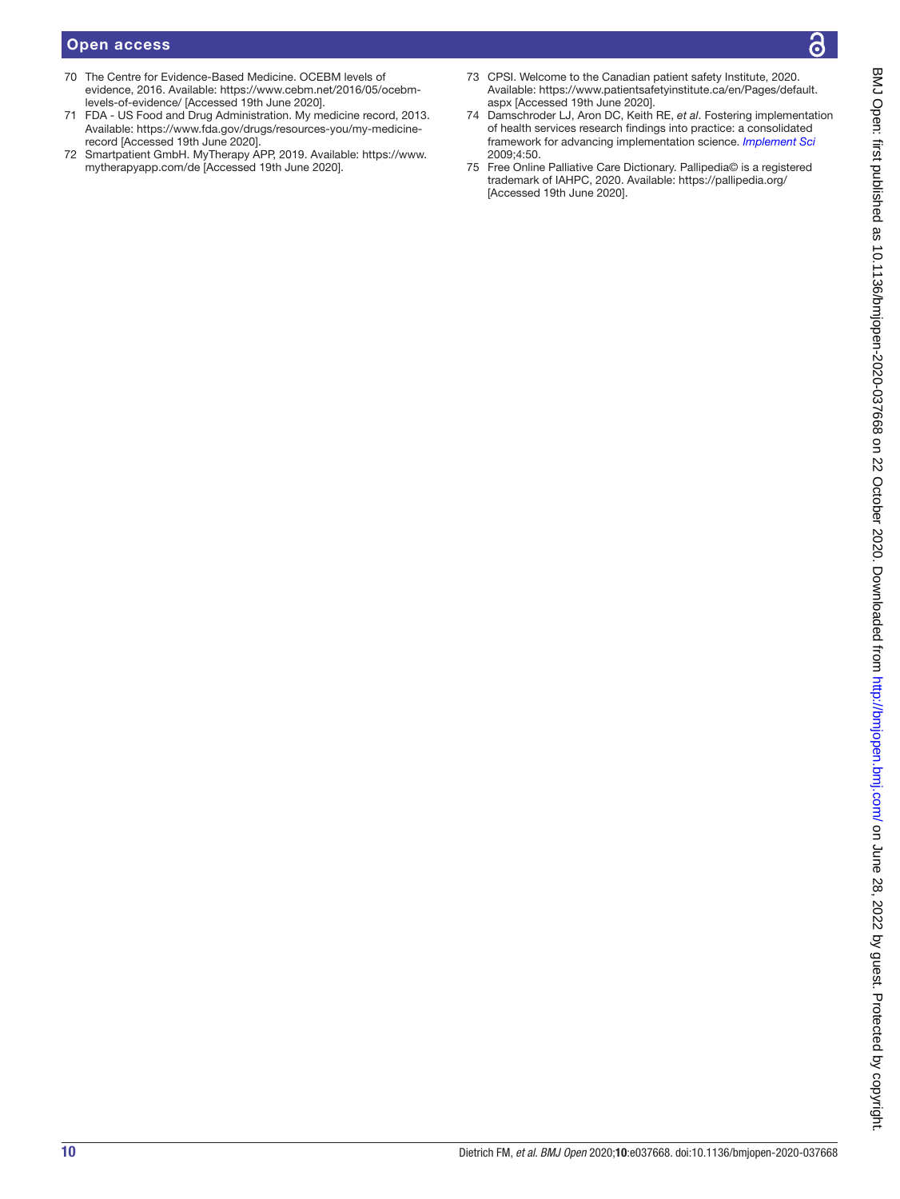70 The Centre for Evidence-Based Medicine. OCEBM levels of evidence, 2016. Available: https://www.cebm.net/2016/05/ocebm-levels-of-evidence/ [Accessed 19th June 2020].

71 FDA - US Food and Drug Administration. My medicine record, 2013. Available: https://www.fda.gov/drugs/resources-you/my-medicine-record [Accessed 19th June 2020].

72 Smartpatient GmbH. MyTherapy APP, 2019. Available: https://www.mytherapyapp.com/de [Accessed 19th June 2020].

73 CPSI. Welcome to the Canadian patient safety Institute, 2020. Available: https://www.patientsafetyinstitute.ca/en/Pages/default.aspx [Accessed 19th June 2020].

74 Damschroder LJ, Aron DC, Keith RE, *et al*. Fostering implementation of health services research findings into practice: a consolidated framework for advancing implementation science. *Implement Sci* 2009;4:50.

75 Free Online Palliative Care Dictionary. Pallipedia© is a registered trademark of IAHPC, 2020. Available: https://pallipedia.org/ [Accessed 19th June 2020].